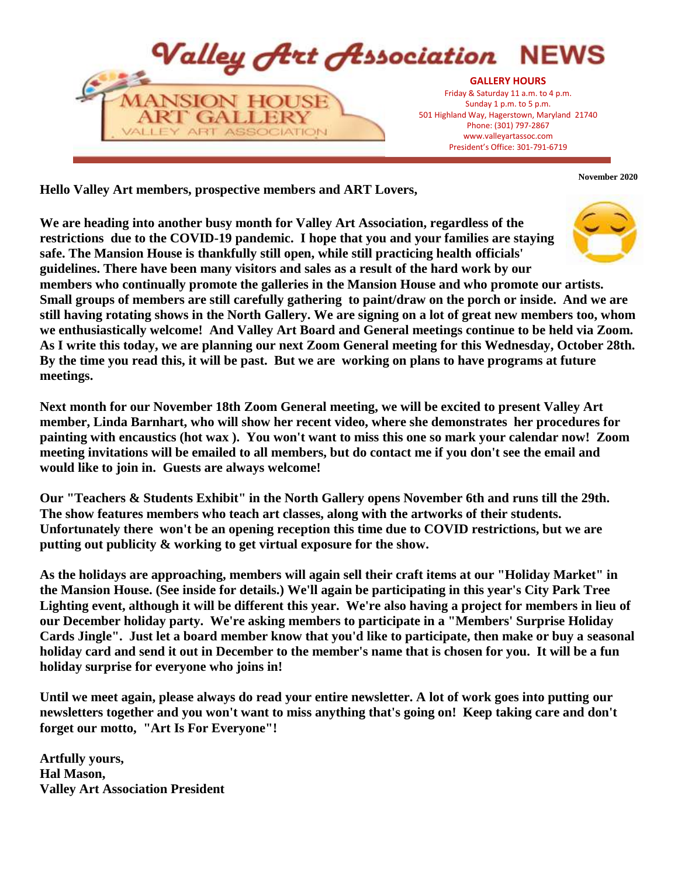# Valley Art Association NEWS

MANSION HOUSE ART GALLERY
VALLEY ART ASSOCIATION

**GALLERY HOURS**
Friday & Saturday 11 a.m. to 4 p.m.
Sunday 1 p.m. to 5 p.m.
501 Highland Way, Hagerstown, Maryland 21740
Phone: (301) 797-2867
www.valleyartassoc.com
President's Office: 301-791-6719

**November 2020**

**Hello Valley Art members, prospective members and ART Lovers,**

**We are heading into another busy month for Valley Art Association, regardless of the restrictions due to the COVID-19 pandemic. I hope that you and your families are staying safe. The Mansion House is thankfully still open, while still practicing health officials' guidelines. There have been many visitors and sales as a result of the hard work by our members who continually promote the galleries in the Mansion House and who promote our artists. Small groups of members are still carefully gathering to paint/draw on the porch or inside. And we are still having rotating shows in the North Gallery. We are signing on a lot of great new members too, whom we enthusiastically welcome! And Valley Art Board and General meetings continue to be held via Zoom. As I write this today, we are planning our next Zoom General meeting for this Wednesday, October 28th. By the time you read this, it will be past. But we are working on plans to have programs at future meetings.**

**Next month for our November 18th Zoom General meeting, we will be excited to present Valley Art member, Linda Barnhart, who will show her recent video, where she demonstrates her procedures for painting with encaustics (hot wax ). You won't want to miss this one so mark your calendar now! Zoom meeting invitations will be emailed to all members, but do contact me if you don't see the email and would like to join in. Guests are always welcome!**

**Our "Teachers & Students Exhibit" in the North Gallery opens November 6th and runs till the 29th. The show features members who teach art classes, along with the artworks of their students. Unfortunately there won't be an opening reception this time due to COVID restrictions, but we are putting out publicity & working to get virtual exposure for the show.**

**As the holidays are approaching, members will again sell their craft items at our "Holiday Market" in the Mansion House. (See inside for details.) We'll again be participating in this year's City Park Tree Lighting event, although it will be different this year. We're also having a project for members in lieu of our December holiday party. We're asking members to participate in a "Members' Surprise Holiday Cards Jingle". Just let a board member know that you'd like to participate, then make or buy a seasonal holiday card and send it out in December to the member's name that is chosen for you. It will be a fun holiday surprise for everyone who joins in!**

**Until we meet again, please always do read your entire newsletter. A lot of work goes into putting our newsletters together and you won't want to miss anything that's going on! Keep taking care and don't forget our motto, "Art Is For Everyone"!**

**Artfully yours,**
**Hal Mason,**
**Valley Art Association President**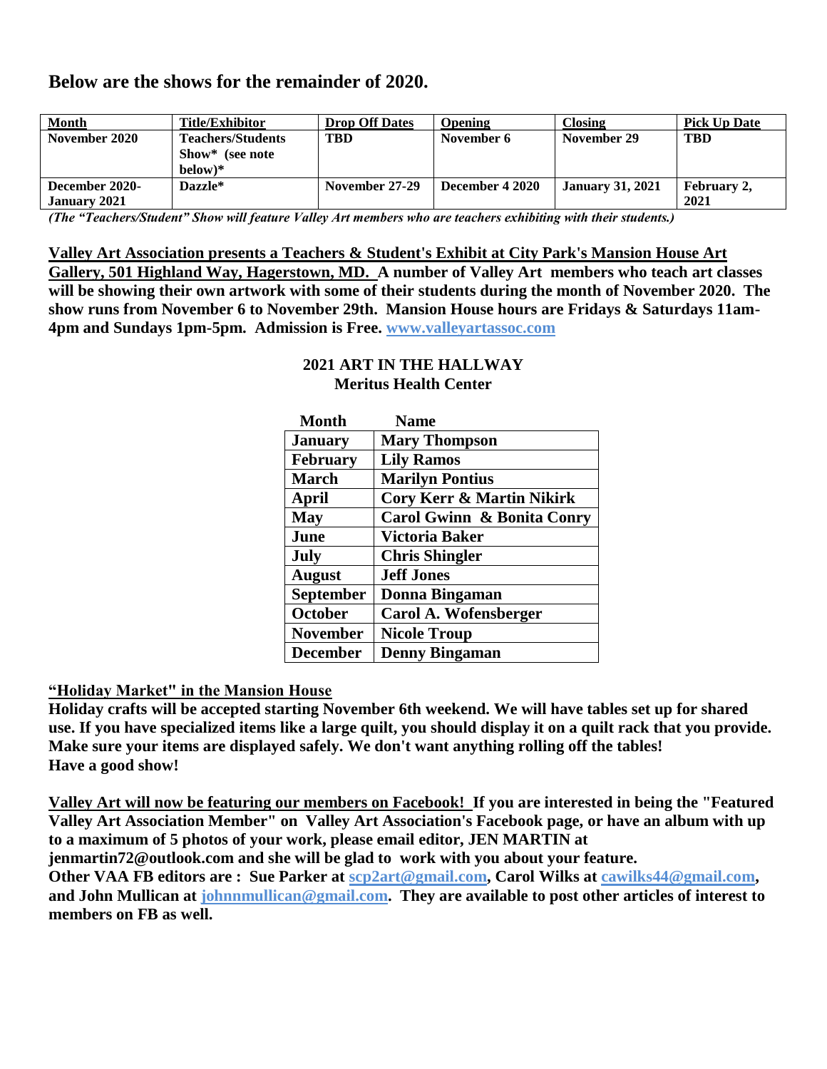## Below are the shows for the remainder of 2020.

| Month | Title/Exhibitor | Drop Off Dates | Opening | Closing | Pick Up Date |
|---|---|---|---|---|---|
| **November 2020** | **Teachers/Students Show* (see note below)*** | **TBD** | **November 6** | **November 29** | **TBD** |
| **December 2020-January 2021** | **Dazzle*** | **November 27-29** | **December 4 2020** | **January 31, 2021** | **February 2, 2021** |

***(The "Teachers/Student" Show will feature Valley Art members who are teachers exhibiting with their students.)***

**Valley Art Association presents a Teachers & Student's Exhibit at City Park's Mansion House Art Gallery, 501 Highland Way, Hagerstown, MD.** **A number of Valley Art members who teach art classes will be showing their own artwork with some of their students during the month of November 2020. The show runs from November 6 to November 29th. Mansion House hours are Fridays & Saturdays 11am-4pm and Sundays 1pm-5pm. Admission is Free. www.valleyartassoc.com**

### 2021 ART IN THE HALLWAY
### Meritus Health Center

| Month | Name |
|---|---|
| **January** | **Mary Thompson** |
| **February** | **Lily Ramos** |
| **March** | **Marilyn Pontius** |
| **April** | **Cory Kerr & Martin Nikirk** |
| **May** | **Carol Gwinn & Bonita Conry** |
| **June** | **Victoria Baker** |
| **July** | **Chris Shingler** |
| **August** | **Jeff Jones** |
| **September** | **Donna Bingaman** |
| **October** | **Carol A. Wofensberger** |
| **November** | **Nicole Troup** |
| **December** | **Denny Bingaman** |

**"Holiday Market" in the Mansion House**

**Holiday crafts will be accepted starting November 6th weekend. We will have tables set up for shared use. If you have specialized items like a large quilt, you should display it on a quilt rack that you provide. Make sure your items are displayed safely. We don't want anything rolling off the tables!**
**Have a good show!**

**Valley Art will now be featuring our members on Facebook!** **If you are interested in being the "Featured Valley Art Association Member" on Valley Art Association's Facebook page, or have an album with up to a maximum of 5 photos of your work, please email editor, JEN MARTIN at jenmartin72@outlook.com and she will be glad to work with you about your feature.**
**Other VAA FB editors are : Sue Parker at scp2art@gmail.com, Carol Wilks at cawilks44@gmail.com, and John Mullican at johnnmullican@gmail.com. They are available to post other articles of interest to members on FB as well.**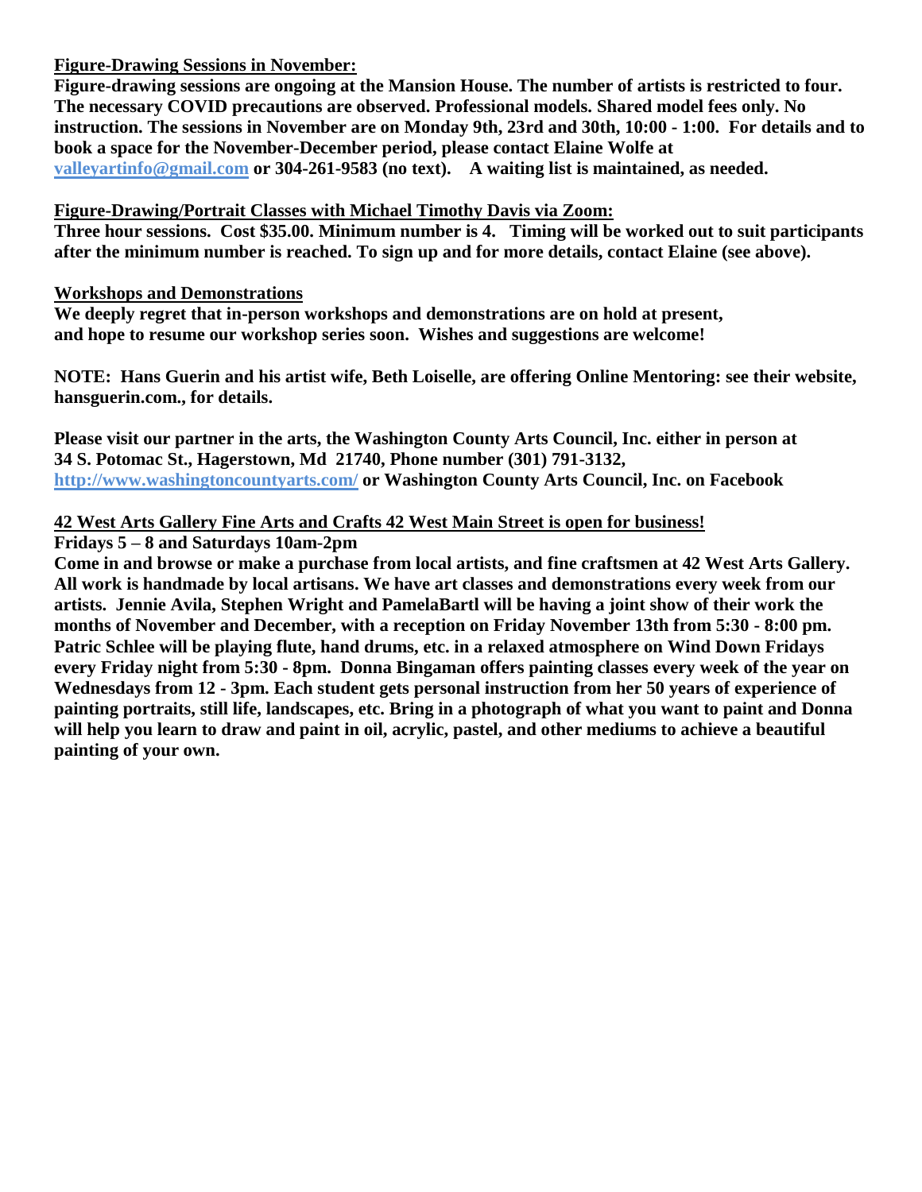**Figure-Drawing Sessions in November:**

**Figure-drawing sessions are ongoing at the Mansion House. The number of artists is restricted to four. The necessary COVID precautions are observed. Professional models. Shared model fees only. No instruction. The sessions in November are on Monday 9th, 23rd and 30th, 10:00 - 1:00. For details and to book a space for the November-December period, please contact Elaine Wolfe at valleyartinfo@gmail.com or 304-261-9583 (no text). A waiting list is maintained, as needed.**

**Figure-Drawing/Portrait Classes with Michael Timothy Davis via Zoom:**

**Three hour sessions. Cost $35.00. Minimum number is 4. Timing will be worked out to suit participants after the minimum number is reached. To sign up and for more details, contact Elaine (see above).**

**Workshops and Demonstrations**

**We deeply regret that in-person workshops and demonstrations are on hold at present, and hope to resume our workshop series soon. Wishes and suggestions are welcome!**

**NOTE: Hans Guerin and his artist wife, Beth Loiselle, are offering Online Mentoring: see their website, hansguerin.com., for details.**

**Please visit our partner in the arts, the Washington County Arts Council, Inc. either in person at 34 S. Potomac St., Hagerstown, Md 21740, Phone number (301) 791-3132, http://www.washingtoncountyarts.com/ or Washington County Arts Council, Inc. on Facebook**

**42 West Arts Gallery Fine Arts and Crafts 42 West Main Street is open for business!**

**Fridays 5 – 8 and Saturdays 10am-2pm**

**Come in and browse or make a purchase from local artists, and fine craftsmen at 42 West Arts Gallery. All work is handmade by local artisans. We have art classes and demonstrations every week from our artists. Jennie Avila, Stephen Wright and PamelaBartl will be having a joint show of their work the months of November and December, with a reception on Friday November 13th from 5:30 - 8:00 pm. Patric Schlee will be playing flute, hand drums, etc. in a relaxed atmosphere on Wind Down Fridays every Friday night from 5:30 - 8pm. Donna Bingaman offers painting classes every week of the year on Wednesdays from 12 - 3pm. Each student gets personal instruction from her 50 years of experience of painting portraits, still life, landscapes, etc. Bring in a photograph of what you want to paint and Donna will help you learn to draw and paint in oil, acrylic, pastel, and other mediums to achieve a beautiful painting of your own.**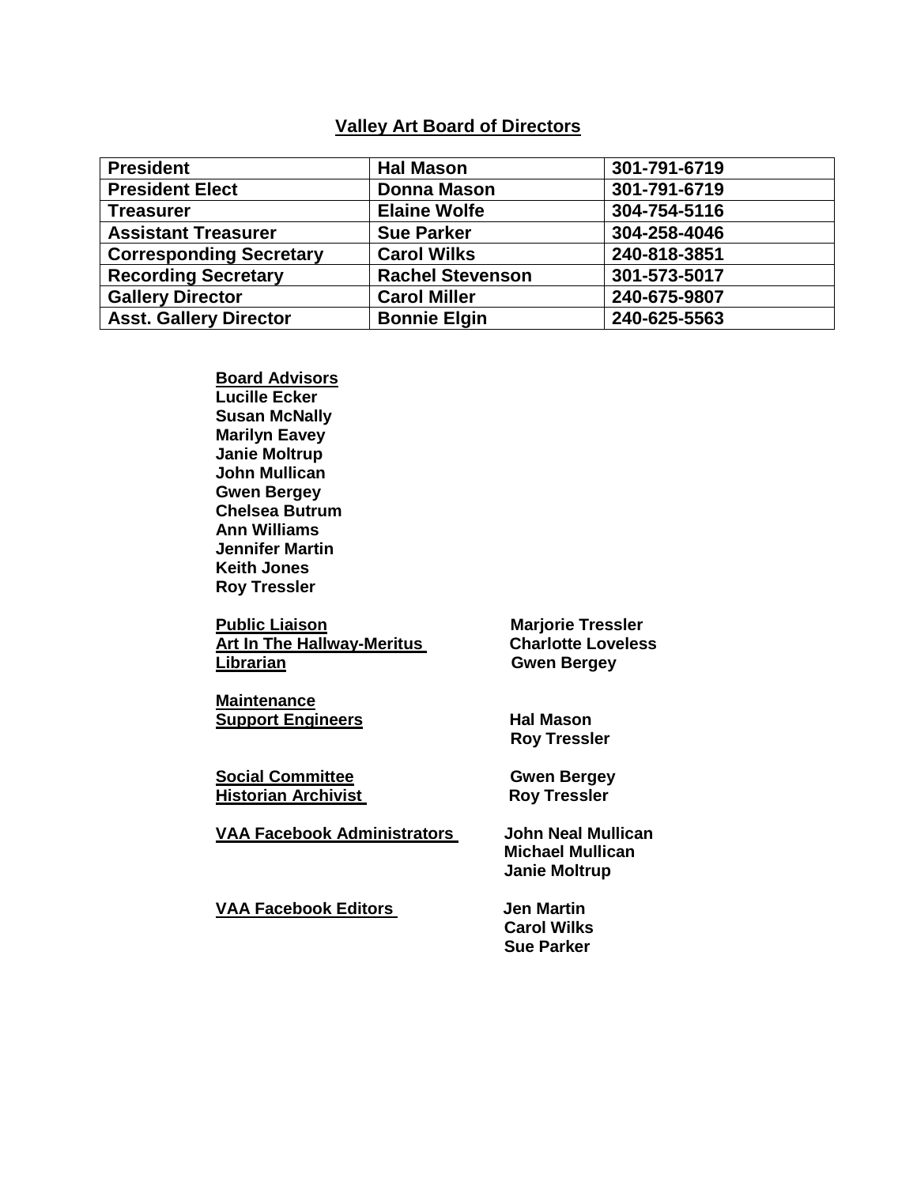## Valley Art Board of Directors

| | | |
|---|---|---|
| **President** | **Hal Mason** | **301-791-6719** |
| **President Elect** | **Donna Mason** | **301-791-6719** |
| **Treasurer** | **Elaine Wolfe** | **304-754-5116** |
| **Assistant Treasurer** | **Sue Parker** | **304-258-4046** |
| **Corresponding Secretary** | **Carol Wilks** | **240-818-3851** |
| **Recording Secretary** | **Rachel Stevenson** | **301-573-5017** |
| **Gallery Director** | **Carol Miller** | **240-675-9807** |
| **Asst. Gallery Director** | **Bonnie Elgin** | **240-625-5563** |

**Board Advisors**

**Lucille Ecker**
**Susan McNally**
**Marilyn Eavey**
**Janie Moltrup**
**John Mullican**
**Gwen Bergey**
**Chelsea Butrum**
**Ann Williams**
**Jennifer Martin**
**Keith Jones**
**Roy Tressler**

**Public Liaison** — **Marjorie Tressler**
**Art In The Hallway-Meritus** — **Charlotte Loveless**
**Librarian** — **Gwen Bergey**

**Maintenance Support Engineers** — **Hal Mason**, **Roy Tressler**

**Social Committee** — **Gwen Bergey**
**Historian Archivist** — **Roy Tressler**

**VAA Facebook Administrators** — **John Neal Mullican**, **Michael Mullican**, **Janie Moltrup**

**VAA Facebook Editors** — **Jen Martin**, **Carol Wilks**, **Sue Parker**